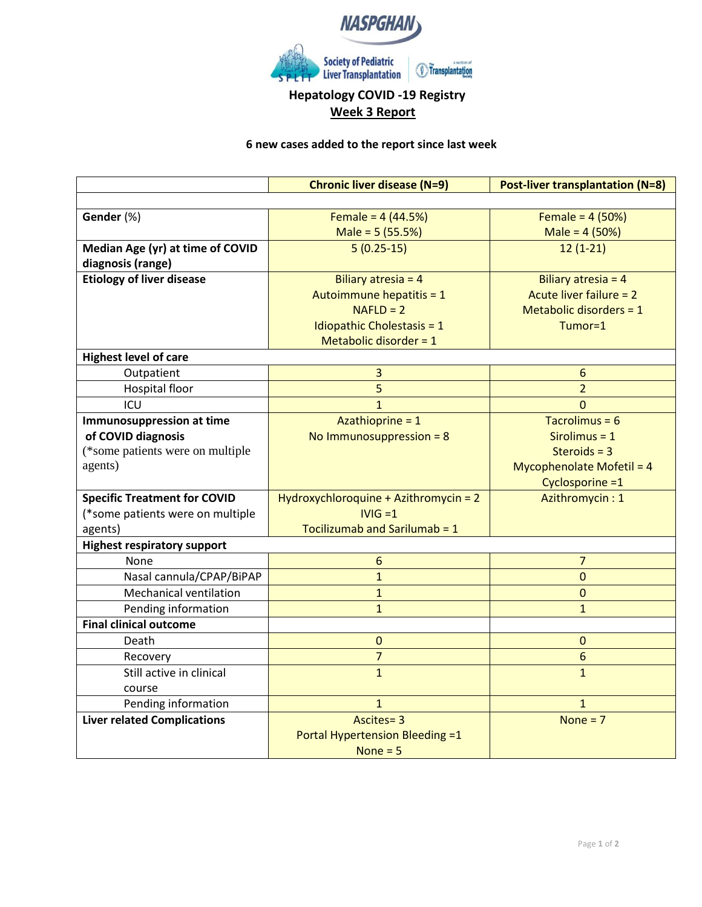NASPGHAN

Society of Pediatric Liver Transplantation

# Hepatology COVID -19 Registry

## Week 3 Report

**6 new cases added to the report since last week**

| | **Chronic liver disease (N=9)** | **Post-liver transplantation (N=8)** |
|---|---|---|
| | | |
| **Gender** (%) | Female = 4 (44.5%)<br>Male = 5 (55.5%) | Female = 4 (50%)<br>Male = 4 (50%) |
| **Median Age (yr) at time of COVID diagnosis (range)** | 5 (0.25-15) | 12 (1-21) |
| **Etiology of liver disease** | Biliary atresia = 4<br>Autoimmune hepatitis = 1<br>NAFLD = 2<br>Idiopathic Cholestasis = 1<br>Metabolic disorder = 1 | Biliary atresia = 4<br>Acute liver failure = 2<br>Metabolic disorders = 1<br>Tumor=1 |
| **Highest level of care** | | |
| Outpatient | 3 | 6 |
| Hospital floor | 5 | 2 |
| ICU | 1 | 0 |
| **Immunosuppression at time of COVID diagnosis**<br>(*some patients were on multiple agents) | Azathioprine = 1<br>No Immunosuppression = 8 | Tacrolimus = 6<br>Sirolimus = 1<br>Steroids = 3<br>Mycophenolate Mofetil = 4<br>Cyclosporine =1 |
| **Specific Treatment for COVID**<br>(*some patients were on multiple agents) | Hydroxychloroquine + Azithromycin = 2<br>IVIG =1<br>Tocilizumab and Sarilumab = 1 | Azithromycin : 1 |
| **Highest respiratory support** | | |
| None | 6 | 7 |
| Nasal cannula/CPAP/BiPAP | 1 | 0 |
| Mechanical ventilation | 1 | 0 |
| Pending information | 1 | 1 |
| **Final clinical outcome** | | |
| Death | 0 | 0 |
| Recovery | 7 | 6 |
| Still active in clinical course | 1 | 1 |
| Pending information | 1 | 1 |
| **Liver related Complications** | Ascites= 3<br>Portal Hypertension Bleeding =1<br>None = 5 | None = 7 |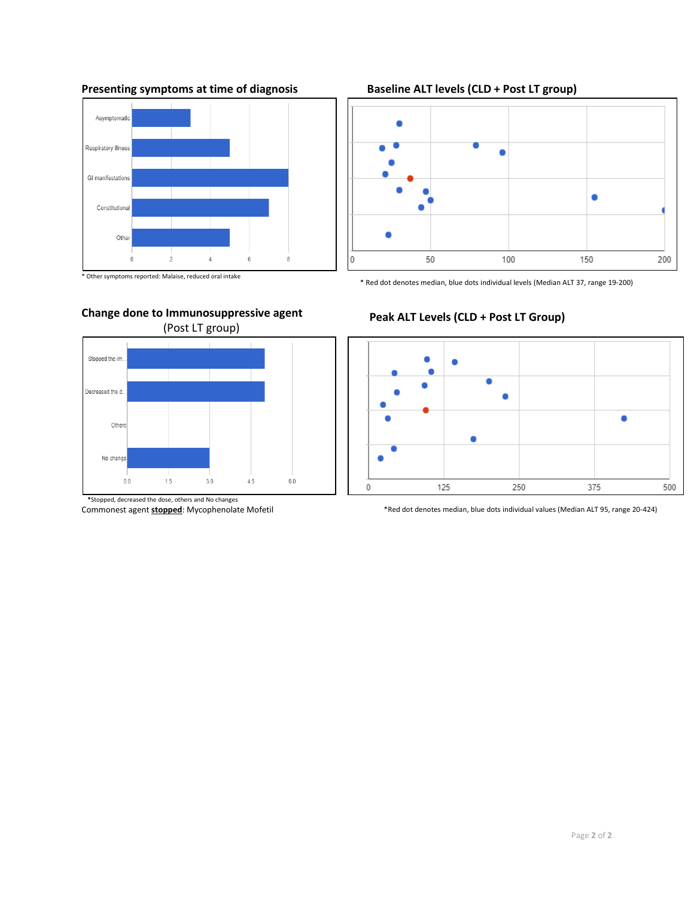### Presenting symptoms at time of diagnosis

Asymptomatic
Respiratory illness
GI manifestations
Constitutional
Other

0 2 4 6 8

* Other symptoms reported: Malaise, reduced oral intake

### Baseline ALT levels (CLD + Post LT group)

0 50 100 150 200

* Red dot denotes median, blue dots individual levels (Median ALT 37, range 19-200)

### Change done to Immunosuppressive agent
(Post LT group)

Stopped the im...
Decreased the d...
Others
No change

0.0 1.5 3.0 4.5 6.0

*Stopped, decreased the dose, others and No changes

Commonest agent **stopped**: Mycophenolate Mofetil

### Peak ALT Levels (CLD + Post LT Group)

0 125 250 375 500

*Red dot denotes median, blue dots individual values (Median ALT 95, range 20-424)